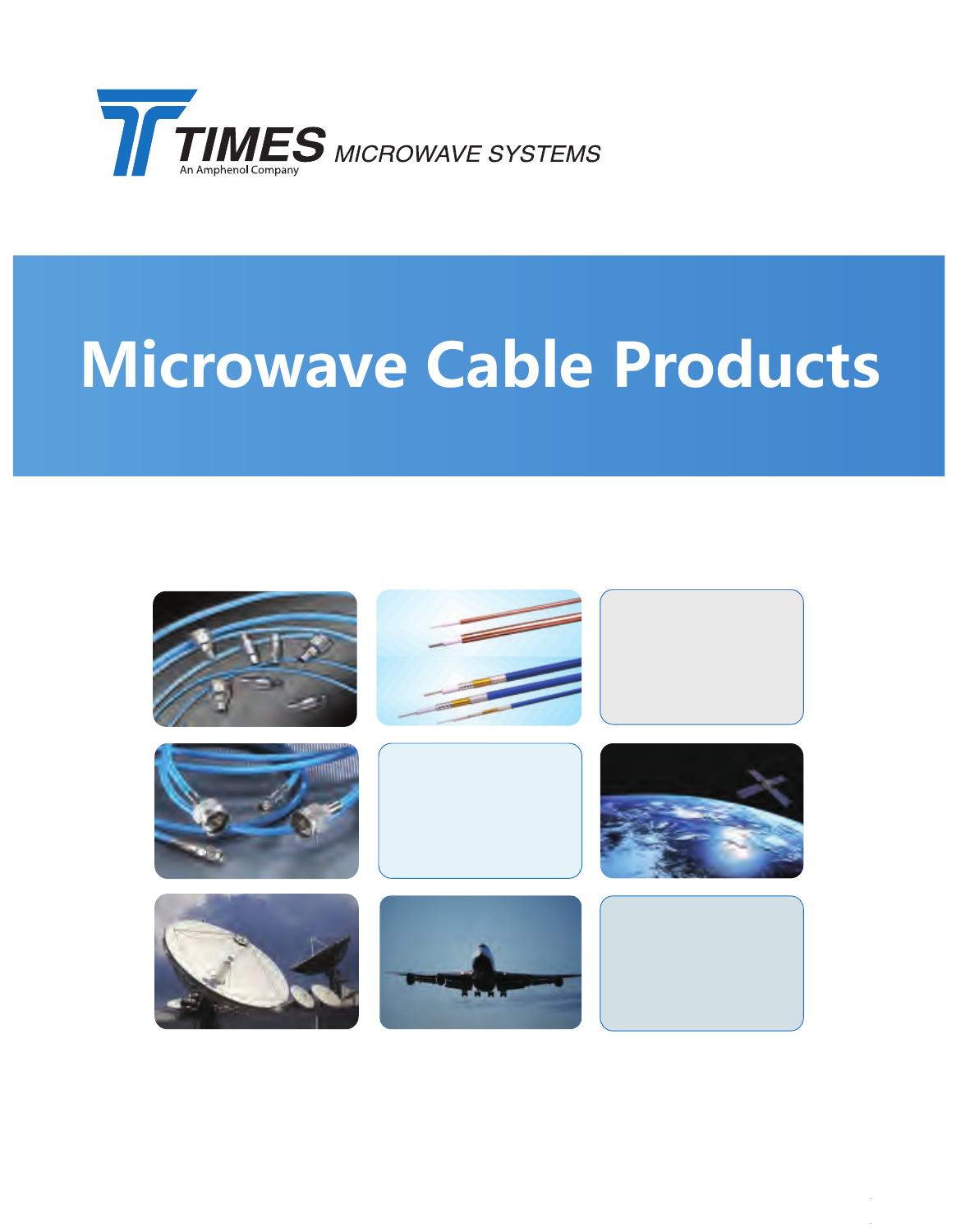TIMES MICROWAVE SYSTEMS

An Amphenol Company

# Microwave Cable Products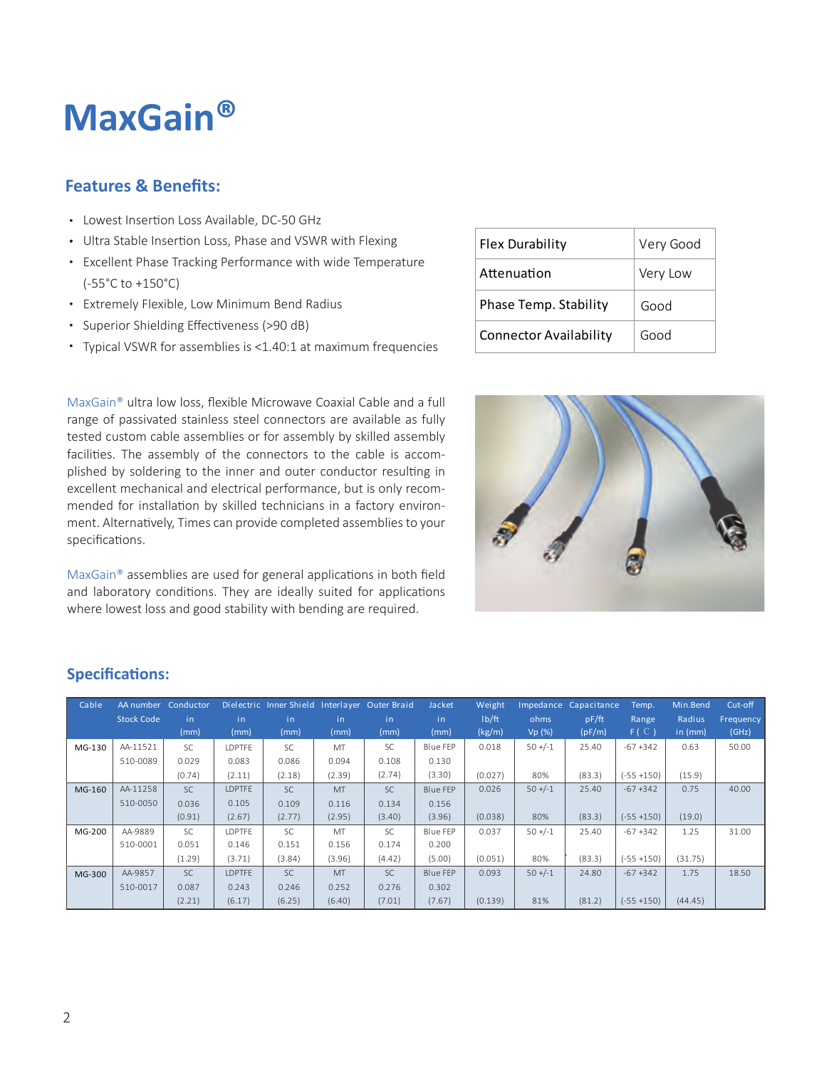# MaxGain®

## Features & Benefits:

- Lowest Insertion Loss Available, DC-50 GHz
- Ultra Stable Insertion Loss, Phase and VSWR with Flexing
- Excellent Phase Tracking Performance with wide Temperature (-55°C to +150°C)
- Extremely Flexible, Low Minimum Bend Radius
- Superior Shielding Effectiveness (>90 dB)
- Typical VSWR for assemblies is <1.40:1 at maximum frequencies

| Flex Durability | Very Good |
|---|---|
| Attenuation | Very Low |
| Phase Temp. Stability | Good |
| Connector Availability | Good |

MaxGain® ultra low loss, flexible Microwave Coaxial Cable and a full range of passivated stainless steel connectors are available as fully tested custom cable assemblies or for assembly by skilled assembly facilities. The assembly of the connectors to the cable is accomplished by soldering to the inner and outer conductor resulting in excellent mechanical and electrical performance, but is only recommended for installation by skilled technicians in a factory environment. Alternatively, Times can provide completed assemblies to your specifications.

MaxGain® assemblies are used for general applications in both field and laboratory conditions. They are ideally suited for applications where lowest loss and good stability with bending are required.

## Specifications:

| Cable | AA number Stock Code | Conductor in (mm) | Dielectric in (mm) | Inner Shield in (mm) | Interlayer in (mm) | Outer Braid in (mm) | Jacket in (mm) | Weight lb/ft (kg/m) | Impedance ohms Vp (%) | Capacitance pF/ft (pF/m) | Temp. Range F ( C ) | Min.Bend Radius in (mm) | Cut-off Frequency (GHz) |
|---|---|---|---|---|---|---|---|---|---|---|---|---|---|
| MG-130 | AA-11521<br>510-0089 | SC<br>0.029<br>(0.74) | LDPTFE<br>0.083<br>(2.11) | SC<br>0.086<br>(2.18) | MT<br>0.094<br>(2.39) | SC<br>0.108<br>(2.74) | Blue FEP<br>0.130<br>(3.30) | 0.018<br>(0.027) | 50 +/-1<br>80% | 25.40<br>(83.3) | -67 +342<br>(-55 +150) | 0.63<br>(15.9) | 50.00 |
| MG-160 | AA-11258<br>510-0050 | SC<br>0.036<br>(0.91) | LDPTFE<br>0.105<br>(2.67) | SC<br>0.109<br>(2.77) | MT<br>0.116<br>(2.95) | SC<br>0.134<br>(3.40) | Blue FEP<br>0.156<br>(3.96) | 0.026<br>(0.038) | 50 +/-1<br>80% | 25.40<br>(83.3) | -67 +342<br>(-55 +150) | 0.75<br>(19.0) | 40.00 |
| MG-200 | AA-9889<br>510-0001 | SC<br>0.051<br>(1.29) | LDPTFE<br>0.146<br>(3.71) | SC<br>0.151<br>(3.84) | MT<br>0.156<br>(3.96) | SC<br>0.174<br>(4.42) | Blue FEP<br>0.200<br>(5.00) | 0.037<br>(0.051) | 50 +/-1<br>80% | 25.40<br>(83.3) | -67 +342<br>(-55 +150) | 1.25<br>(31.75) | 31.00 |
| MG-300 | AA-9857<br>510-0017 | SC<br>0.087<br>(2.21) | LDPTFE<br>0.243<br>(6.17) | SC<br>0.246<br>(6.25) | MT<br>0.252<br>(6.40) | SC<br>0.276<br>(7.01) | Blue FEP<br>0.302<br>(7.67) | 0.093<br>(0.139) | 50 +/-1<br>81% | 24.80<br>(81.2) | -67 +342<br>(-55 +150) | 1.75<br>(44.45) | 18.50 |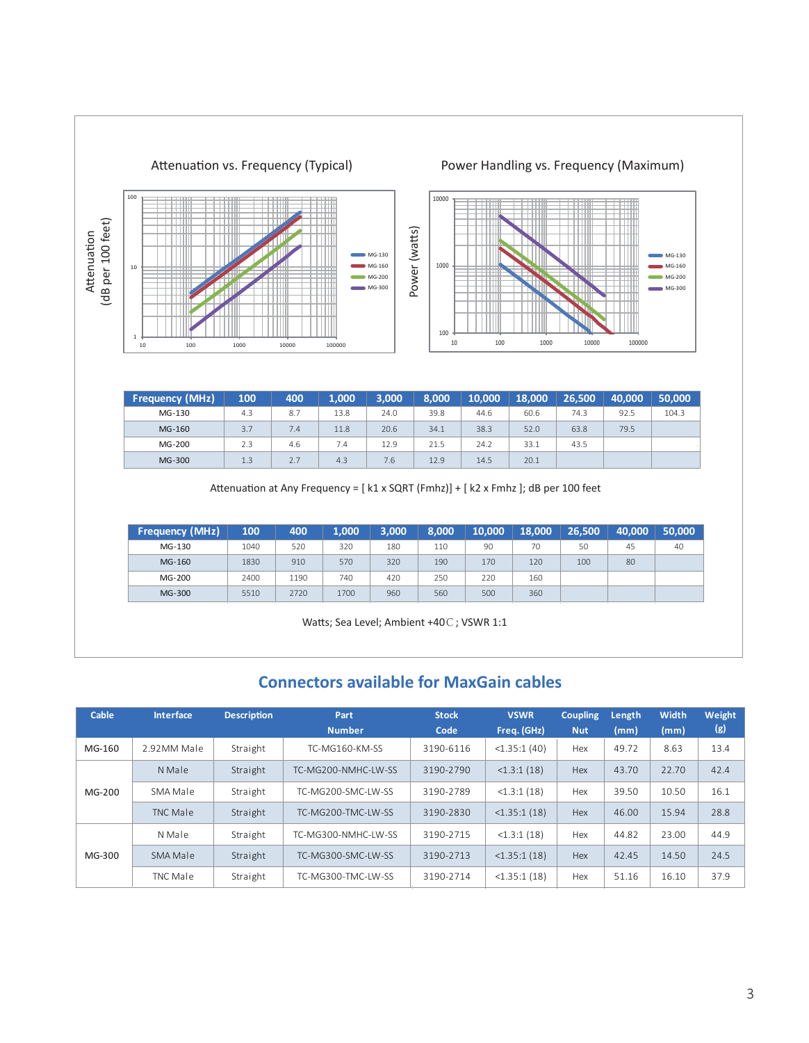Attenuation vs. Frequency (Typical)

Power Handling vs. Frequency (Maximum)

| Frequency (MHz) | 100 | 400 | 1,000 | 3,000 | 8,000 | 10,000 | 18,000 | 26,500 | 40,000 | 50,000 |
|---|---|---|---|---|---|---|---|---|---|---|
| MG-130 | 4.3 | 8.7 | 13.8 | 24.0 | 39.8 | 44.6 | 60.6 | 74.3 | 92.5 | 104.3 |
| MG-160 | 3.7 | 7.4 | 11.8 | 20.6 | 34.1 | 38.3 | 52.0 | 63.8 | 79.5 | |
| MG-200 | 2.3 | 4.6 | 7.4 | 12.9 | 21.5 | 24.2 | 33.1 | 43.5 | | |
| MG-300 | 1.3 | 2.7 | 4.3 | 7.6 | 12.9 | 14.5 | 20.1 | | | |

Attenuation at Any Frequency = [ k1 x SQRT (Fmhz)] + [ k2 x Fmhz ]; dB per 100 feet

| Frequency (MHz) | 100 | 400 | 1,000 | 3,000 | 8,000 | 10,000 | 18,000 | 26,500 | 40,000 | 50,000 |
|---|---|---|---|---|---|---|---|---|---|---|
| MG-130 | 1040 | 520 | 320 | 180 | 110 | 90 | 70 | 50 | 45 | 40 |
| MG-160 | 1830 | 910 | 570 | 320 | 190 | 170 | 120 | 100 | 80 | |
| MG-200 | 2400 | 1190 | 740 | 420 | 250 | 220 | 160 | | | |
| MG-300 | 5510 | 2720 | 1700 | 960 | 560 | 500 | 360 | | | |

Watts; Sea Level; Ambient +40℃ ; VSWR 1:1

## Connectors available for MaxGain cables

| Cable | Interface | Description | Part Number | Stock Code | VSWR Freq. (GHz) | Coupling Nut | Length (mm) | Width (mm) | Weight (g) |
|---|---|---|---|---|---|---|---|---|---|
| MG-160 | 2.92MM Male | Straight | TC-MG160-KM-SS | 3190-6116 | <1.35:1 (40) | Hex | 49.72 | 8.63 | 13.4 |
| MG-200 | N Male | Straight | TC-MG200-NMHC-LW-SS | 3190-2790 | <1.3:1 (18) | Hex | 43.70 | 22.70 | 42.4 |
| | SMA Male | Straight | TC-MG200-SMC-LW-SS | 3190-2789 | <1.3:1 (18) | Hex | 39.50 | 10.50 | 16.1 |
| | TNC Male | Straight | TC-MG200-TMC-LW-SS | 3190-2830 | <1.35:1 (18) | Hex | 46.00 | 15.94 | 28.8 |
| MG-300 | N Male | Straight | TC-MG300-NMHC-LW-SS | 3190-2715 | <1.3:1 (18) | Hex | 44.82 | 23.00 | 44.9 |
| | SMA Male | Straight | TC-MG300-SMC-LW-SS | 3190-2713 | <1.35:1 (18) | Hex | 42.45 | 14.50 | 24.5 |
| | TNC Male | Straight | TC-MG300-TMC-LW-SS | 3190-2714 | <1.35:1 (18) | Hex | 51.16 | 16.10 | 37.9 |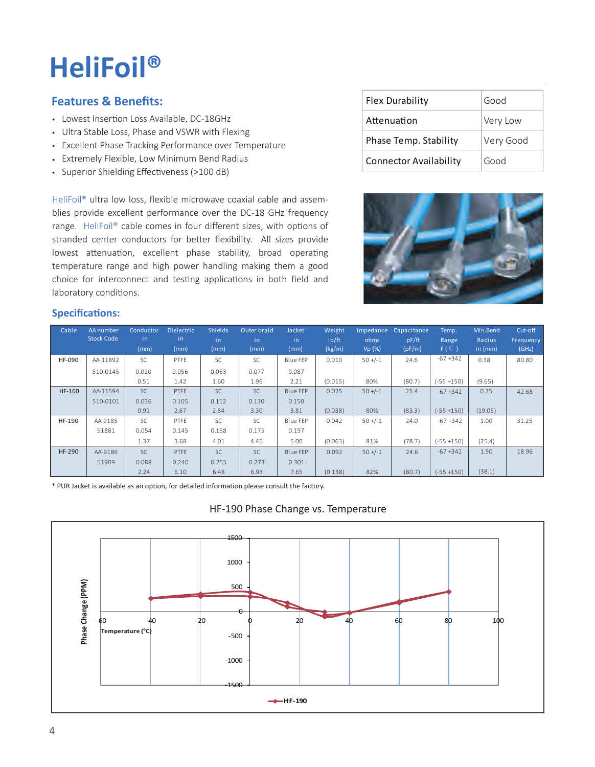# HeliFoil®

## Features & Benefits:

- Lowest Insertion Loss Available, DC-18GHz
- Ultra Stable Loss, Phase and VSWR with Flexing
- Excellent Phase Tracking Performance over Temperature
- Extremely Flexible, Low Minimum Bend Radius
- Superior Shielding Effectiveness (>100 dB)

| Flex Durability | Good |
|---|---|
| Attenuation | Very Low |
| Phase Temp. Stability | Very Good |
| Connector Availability | Good |

HeliFoil® ultra low loss, flexible microwave coaxial cable and assemblies provide excellent performance over the DC-18 GHz frequency range. HeliFoil® cable comes in four different sizes, with options of stranded center conductors for better flexibility. All sizes provide lowest attenuation, excellent phase stability, broad operating temperature range and high power handling making them a good choice for interconnect and testing applications in both field and laboratory conditions.

## Specifications:

| Cable | AA number Stock Code | Conductor in (mm) | Dielectric in (mm) | Shields in (mm) | Outer braid in (mm) | Jacket in (mm) | Weight lb/ft (kg/m) | Impedance ohms Vp (%) | Capacitance pF/ft (pF/m) | Temp. Range F (C) | Min.Bend Radius in (mm) | Cut-off Frequency (GHz) |
|---|---|---|---|---|---|---|---|---|---|---|---|---|
| HF-090 | AA-11892 510-0145 | SC 0.020 0.51 | PTFE 0.056 1.42 | SC 0.063 1.60 | SC 0.077 1.96 | Blue FEP 0.087 2.21 | 0.010 (0.015) | 50 +/-1 80% | 24.6 (80.7) | -67 +342 (-55 +150) | 0.38 (9.65) | 80.80 |
| HF-160 | AA-11594 510-0101 | SC 0.036 0.91 | PTFE 0.105 2.67 | SC 0.112 2.84 | SC 0.130 3.30 | Blue FEP 0.150 3.81 | 0.025 (0.038) | 50 +/-1 80% | 25.4 (83.3) | -67 +342 (-55 +150) | 0.75 (19.05) | 42.68 |
| HF-190 | AA-9185 51881 | SC 0.054 1.37 | PTFE 0.145 3.68 | SC 0.158 4.01 | SC 0.175 4.45 | Blue FEP 0.197 5.00 | 0.042 (0.063) | 50 +/-1 81% | 24.0 (78.7) | -67 +342 (-55 +150) | 1.00 (25.4) | 31.25 |
| HF-290 | AA-9186 51909 | SC 0.088 2.24 | PTFE 0.240 6.10 | SC 0.255 6.48 | SC 0.273 6.93 | Blue FEP 0.301 7.65 | 0.092 (0.138) | 50 +/-1 82% | 24.6 (80.7) | -67 +342 (-55 +150) | 1.50 (38.1) | 18.96 |

* PUR Jacket is available as an option, for detailed information please consult the factory.

HF-190 Phase Change vs. Temperature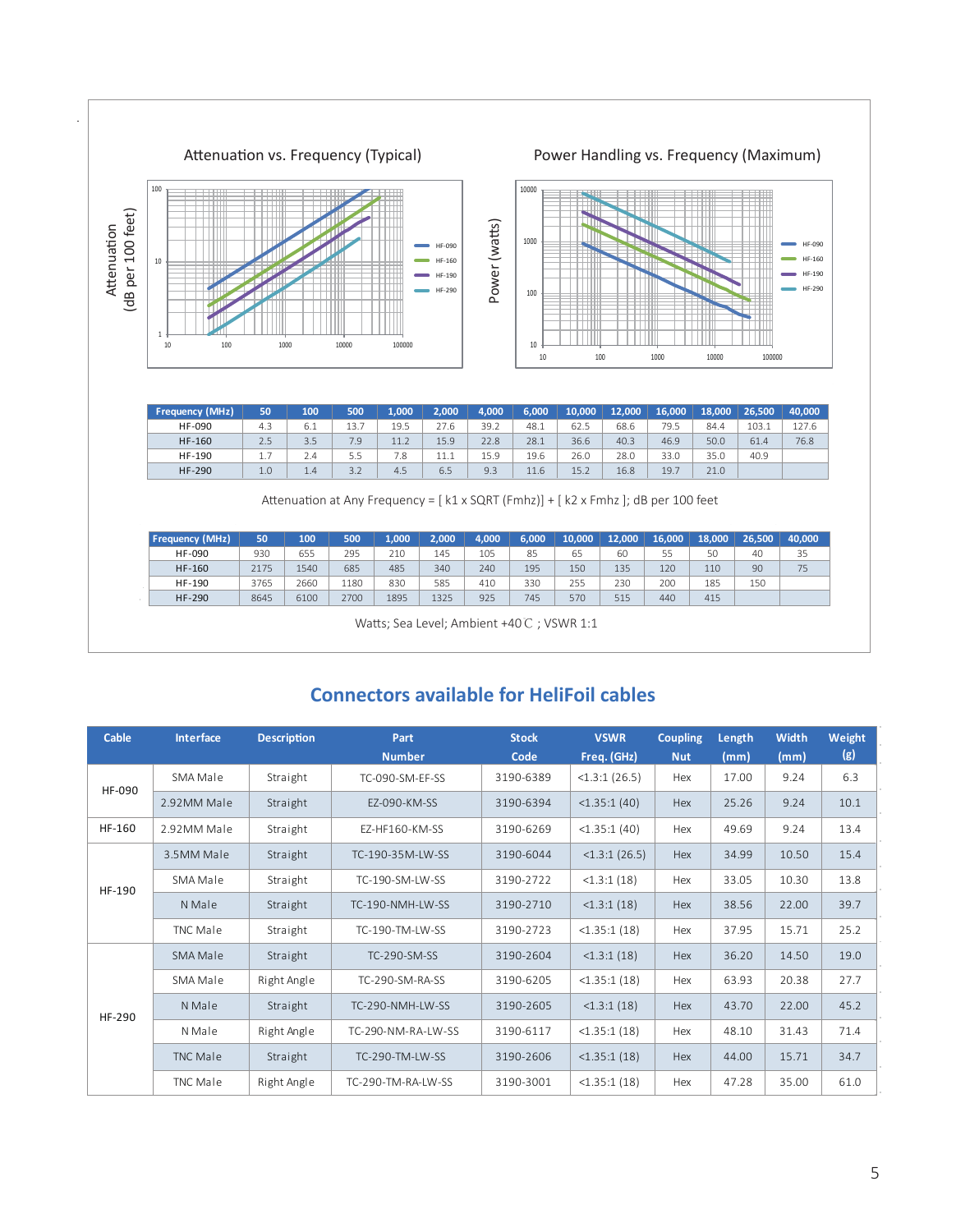### Attenuation vs. Frequency (Typical)

### Power Handling vs. Frequency (Maximum)

| Frequency (MHz) | 50 | 100 | 500 | 1,000 | 2,000 | 4,000 | 6,000 | 10,000 | 12,000 | 16,000 | 18,000 | 26,500 | 40,000 |
|---|---|---|---|---|---|---|---|---|---|---|---|---|---|
| HF-090 | 4.3 | 6.1 | 13.7 | 19.5 | 27.6 | 39.2 | 48.1 | 62.5 | 68.6 | 79.5 | 84.4 | 103.1 | 127.6 |
| HF-160 | 2.5 | 3.5 | 7.9 | 11.2 | 15.9 | 22.8 | 28.1 | 36.6 | 40.3 | 46.9 | 50.0 | 61.4 | 76.8 |
| HF-190 | 1.7 | 2.4 | 5.5 | 7.8 | 11.1 | 15.9 | 19.6 | 26.0 | 28.0 | 33.0 | 35.0 | 40.9 | |
| HF-290 | 1.0 | 1.4 | 3.2 | 4.5 | 6.5 | 9.3 | 11.6 | 15.2 | 16.8 | 19.7 | 21.0 | | |

Attenuation at Any Frequency = [ k1 x SQRT (Fmhz)] + [ k2 x Fmhz ]; dB per 100 feet

| Frequency (MHz) | 50 | 100 | 500 | 1,000 | 2,000 | 4,000 | 6,000 | 10,000 | 12,000 | 16,000 | 18,000 | 26,500 | 40,000 |
|---|---|---|---|---|---|---|---|---|---|---|---|---|---|
| HF-090 | 930 | 655 | 295 | 210 | 145 | 105 | 85 | 65 | 60 | 55 | 50 | 40 | 35 |
| HF-160 | 2175 | 1540 | 685 | 485 | 340 | 240 | 195 | 150 | 135 | 120 | 110 | 90 | 75 |
| HF-190 | 3765 | 2660 | 1180 | 830 | 585 | 410 | 330 | 255 | 230 | 200 | 185 | 150 | |
| HF-290 | 8645 | 6100 | 2700 | 1895 | 1325 | 925 | 745 | 570 | 515 | 440 | 415 | | |

Watts; Sea Level; Ambient +40°C ; VSWR 1:1

## Connectors available for HeliFoil cables

| Cable | Interface | Description | Part Number | Stock Code | VSWR Freq. (GHz) | Coupling Nut | Length (mm) | Width (mm) | Weight (g) |
|---|---|---|---|---|---|---|---|---|---|
| HF-090 | SMA Male | Straight | TC-090-SM-EF-SS | 3190-6389 | <1.3:1 (26.5) | Hex | 17.00 | 9.24 | 6.3 |
| | 2.92MM Male | Straight | EZ-090-KM-SS | 3190-6394 | <1.35:1 (40) | Hex | 25.26 | 9.24 | 10.1 |
| HF-160 | 2.92MM Male | Straight | EZ-HF160-KM-SS | 3190-6269 | <1.35:1 (40) | Hex | 49.69 | 9.24 | 13.4 |
| HF-190 | 3.5MM Male | Straight | TC-190-35M-LW-SS | 3190-6044 | <1.3:1 (26.5) | Hex | 34.99 | 10.50 | 15.4 |
| | SMA Male | Straight | TC-190-SM-LW-SS | 3190-2722 | <1.3:1 (18) | Hex | 33.05 | 10.30 | 13.8 |
| | N Male | Straight | TC-190-NMH-LW-SS | 3190-2710 | <1.3:1 (18) | Hex | 38.56 | 22.00 | 39.7 |
| | TNC Male | Straight | TC-190-TM-LW-SS | 3190-2723 | <1.35:1 (18) | Hex | 37.95 | 15.71 | 25.2 |
| HF-290 | SMA Male | Straight | TC-290-SM-SS | 3190-2604 | <1.3:1 (18) | Hex | 36.20 | 14.50 | 19.0 |
| | SMA Male | Right Angle | TC-290-SM-RA-SS | 3190-6205 | <1.35:1 (18) | Hex | 63.93 | 20.38 | 27.7 |
| | N Male | Straight | TC-290-NMH-LW-SS | 3190-2605 | <1.3:1 (18) | Hex | 43.70 | 22.00 | 45.2 |
| | N Male | Right Angle | TC-290-NM-RA-LW-SS | 3190-6117 | <1.35:1 (18) | Hex | 48.10 | 31.43 | 71.4 |
| | TNC Male | Straight | TC-290-TM-LW-SS | 3190-2606 | <1.35:1 (18) | Hex | 44.00 | 15.71 | 34.7 |
| | TNC Male | Right Angle | TC-290-TM-RA-LW-SS | 3190-3001 | <1.35:1 (18) | Hex | 47.28 | 35.00 | 61.0 |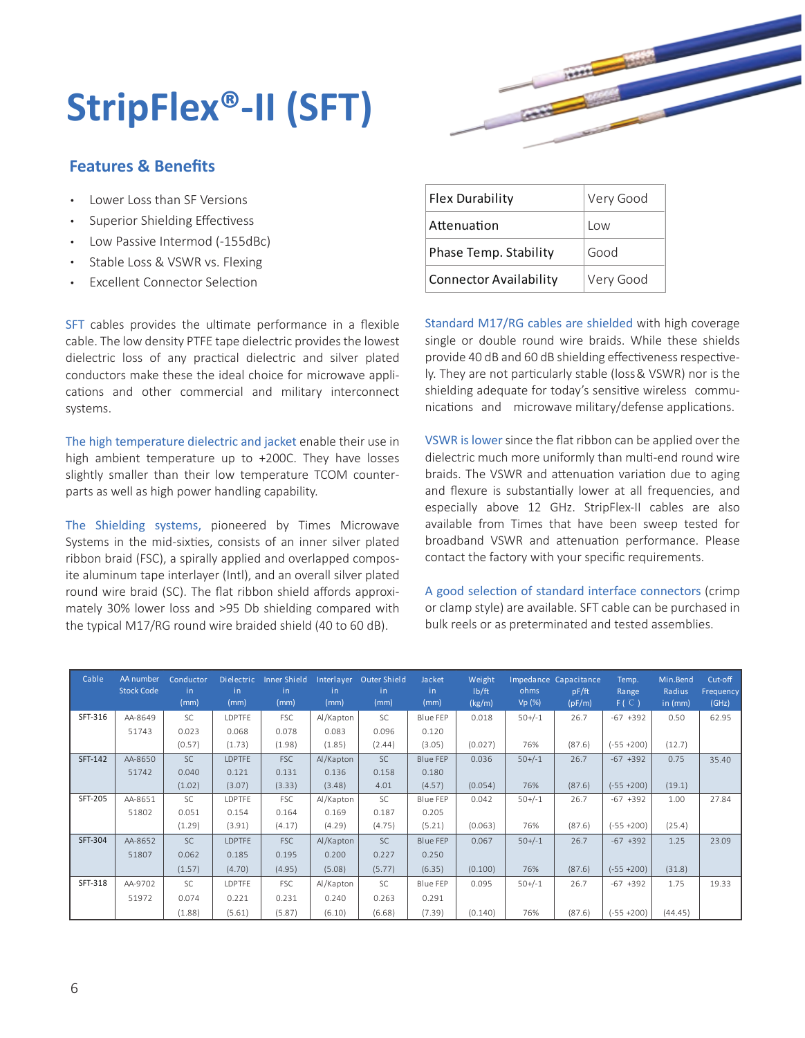# StripFlex®-II (SFT)

## Features & Benefits

- Lower Loss than SF Versions
- Superior Shielding Effectiveness
- Low Passive Intermod (-155dBc)
- Stable Loss & VSWR vs. Flexing
- Excellent Connector Selection

| Flex Durability | Very Good |
|---|---|
| Attenuation | Low |
| Phase Temp. Stability | Good |
| Connector Availability | Very Good |

SFT cables provides the ultimate performance in a flexible cable. The low density PTFE tape dielectric provides the lowest dielectric loss of any practical dielectric and silver plated conductors make these the ideal choice for microwave applications and other commercial and military interconnect systems.

The high temperature dielectric and jacket enable their use in high ambient temperature up to +200C. They have losses slightly smaller than their low temperature TCOM counterparts as well as high power handling capability.

The Shielding systems, pioneered by Times Microwave Systems in the mid-sixties, consists of an inner silver plated ribbon braid (FSC), a spirally applied and overlapped composite aluminum tape interlayer (Intl), and an overall silver plated round wire braid (SC). The flat ribbon shield affords approximately 30% lower loss and >95 Db shielding compared with the typical M17/RG round wire braided shield (40 to 60 dB).

Standard M17/RG cables are shielded with high coverage single or double round wire braids. While these shields provide 40 dB and 60 dB shielding effectiveness respectively. They are not particularly stable (loss & VSWR) nor is the shielding adequate for today's sensitive wireless communications and microwave military/defense applications.

VSWR is lower since the flat ribbon can be applied over the dielectric much more uniformly than multi-end round wire braids. The VSWR and attenuation variation due to aging and flexure is substantially lower at all frequencies, and especially above 12 GHz. StripFlex-II cables are also available from Times that have been sweep tested for broadband VSWR and attenuation performance. Please contact the factory with your specific requirements.

A good selection of standard interface connectors (crimp or clamp style) are available. SFT cable can be purchased in bulk reels or as preterminated and tested assemblies.

| Cable | AA number Stock Code | Conductor in (mm) | Dielectric in (mm) | Inner Shield in (mm) | Interlayer in (mm) | Outer Shield in (mm) | Jacket in (mm) | Weight lb/ft (kg/m) | Impedance ohms Vp (%) | Capacitance pF/ft (pF/m) | Temp. Range F ( C ) | Min.Bend Radius in (mm) | Cut-off Frequency (GHz) |
|---|---|---|---|---|---|---|---|---|---|---|---|---|---|
| SFT-316 | AA-8649 51743 | SC 0.023 (0.57) | LDPTFE 0.068 (1.73) | FSC 0.078 (1.98) | Al/Kapton 0.083 (1.85) | SC 0.096 (2.44) | Blue FEP 0.120 (3.05) | 0.018 (0.027) | 50+/-1 76% | 26.7 (87.6) | -67 +392 (-55 +200) | 0.50 (12.7) | 62.95 |
| SFT-142 | AA-8650 51742 | SC 0.040 (1.02) | LDPTFE 0.121 (3.07) | FSC 0.131 (3.33) | Al/Kapton 0.136 (3.48) | SC 0.158 4.01 | Blue FEP 0.180 (4.57) | 0.036 (0.054) | 50+/-1 76% | 26.7 (87.6) | -67 +392 (-55 +200) | 0.75 (19.1) | 35.40 |
| SFT-205 | AA-8651 51802 | SC 0.051 (1.29) | LDPTFE 0.154 (3.91) | FSC 0.164 (4.17) | Al/Kapton 0.169 (4.29) | SC 0.187 (4.75) | Blue FEP 0.205 (5.21) | 0.042 (0.063) | 50+/-1 76% | 26.7 (87.6) | -67 +392 (-55 +200) | 1.00 (25.4) | 27.84 |
| SFT-304 | AA-8652 51807 | SC 0.062 (1.57) | LDPTFE 0.185 (4.70) | FSC 0.195 (4.95) | Al/Kapton 0.200 (5.08) | SC 0.227 (5.77) | Blue FEP 0.250 (6.35) | 0.067 (0.100) | 50+/-1 76% | 26.7 (87.6) | -67 +392 (-55 +200) | 1.25 (31.8) | 23.09 |
| SFT-318 | AA-9702 51972 | SC 0.074 (1.88) | LDPTFE 0.221 (5.61) | FSC 0.231 (5.87) | Al/Kapton 0.240 (6.10) | SC 0.263 (6.68) | Blue FEP 0.291 (7.39) | 0.095 (0.140) | 50+/-1 76% | 26.7 (87.6) | -67 +392 (-55 +200) | 1.75 (44.45) | 19.33 |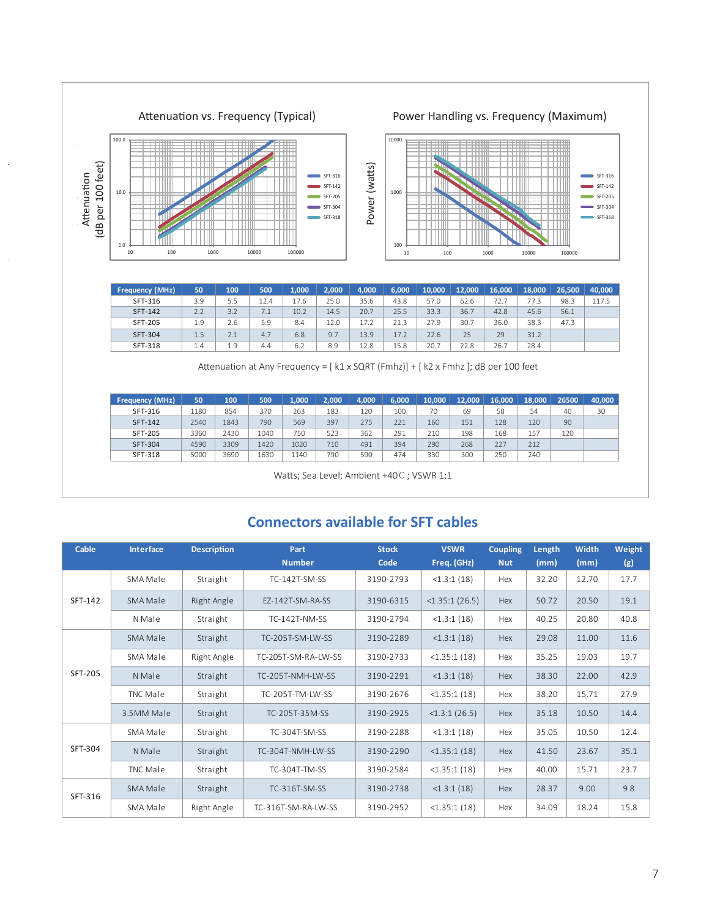Attenuation vs. Frequency (Typical)

Power Handling vs. Frequency (Maximum)

| Frequency (MHz) | 50 | 100 | 500 | 1,000 | 2,000 | 4,000 | 6,000 | 10,000 | 12,000 | 16,000 | 18,000 | 26,500 | 40,000 |
|---|---|---|---|---|---|---|---|---|---|---|---|---|---|
| SFT-316 | 3.9 | 5.5 | 12.4 | 17.6 | 25.0 | 35.6 | 43.8 | 57.0 | 62.6 | 72.7 | 77.3 | 98.3 | 117.5 |
| SFT-142 | 2.2 | 3.2 | 7.1 | 10.2 | 14.5 | 20.7 | 25.5 | 33.3 | 36.7 | 42.8 | 45.6 | 56.1 | |
| SFT-205 | 1.9 | 2.6 | 5.9 | 8.4 | 12.0 | 17.2 | 21.3 | 27.9 | 30.7 | 36.0 | 38.3 | 47.3 | |
| SFT-304 | 1.5 | 2.1 | 4.7 | 6.8 | 9.7 | 13.9 | 17.2 | 22.6 | 25 | 29 | 31.2 | | |
| SFT-318 | 1.4 | 1.9 | 4.4 | 6.2 | 8.9 | 12.8 | 15.8 | 20.7 | 22.8 | 26.7 | 28.4 | | |

Attenuation at Any Frequency = [ k1 x SQRT (Fmhz)] + [ k2 x Fmhz ]; dB per 100 feet

| Frequency (MHz) | 50 | 100 | 500 | 1,000 | 2,000 | 4,000 | 6,000 | 10,000 | 12,000 | 16,000 | 18,000 | 26500 | 40,000 |
|---|---|---|---|---|---|---|---|---|---|---|---|---|---|
| SFT-316 | 1180 | 854 | 370 | 263 | 183 | 120 | 100 | 70 | 69 | 58 | 54 | 40 | 30 |
| SFT-142 | 2540 | 1843 | 790 | 569 | 397 | 275 | 221 | 160 | 151 | 128 | 120 | 90 | |
| SFT-205 | 3360 | 2430 | 1040 | 750 | 523 | 362 | 291 | 210 | 198 | 168 | 157 | 120 | |
| SFT-304 | 4590 | 3309 | 1420 | 1020 | 710 | 491 | 394 | 290 | 268 | 227 | 212 | | |
| SFT-318 | 5000 | 3690 | 1630 | 1140 | 790 | 590 | 474 | 330 | 300 | 250 | 240 | | |

Watts; Sea Level; Ambient +40C ; VSWR 1:1

## Connectors available for SFT cables

| Cable | Interface | Description | Part Number | Stock Code | VSWR Freq. (GHz) | Coupling Nut | Length (mm) | Width (mm) | Weight (g) |
|---|---|---|---|---|---|---|---|---|---|
| SFT-142 | SMA Male | Straight | TC-142T-SM-SS | 3190-2793 | <1.3:1 (18) | Hex | 32.20 | 12.70 | 17.7 |
| | SMA Male | Right Angle | EZ-142T-SM-RA-SS | 3190-6315 | <1.35:1 (26.5) | Hex | 50.72 | 20.50 | 19.1 |
| | N Male | Straight | TC-142T-NM-SS | 3190-2794 | <1.3:1 (18) | Hex | 40.25 | 20.80 | 40.8 |
| SFT-205 | SMA Male | Straight | TC-205T-SM-LW-SS | 3190-2289 | <1.3:1 (18) | Hex | 29.08 | 11.00 | 11.6 |
| | SMA Male | Right Angle | TC-205T-SM-RA-LW-SS | 3190-2733 | <1.35:1 (18) | Hex | 35.25 | 19.03 | 19.7 |
| | N Male | Straight | TC-205T-NMH-LW-SS | 3190-2291 | <1.3:1 (18) | Hex | 38.30 | 22.00 | 42.9 |
| | TNC Male | Straight | TC-205T-TM-LW-SS | 3190-2676 | <1.35:1 (18) | Hex | 38.20 | 15.71 | 27.9 |
| | 3.5MM Male | Straight | TC-205T-35M-SS | 3190-2925 | <1.3:1 (26.5) | Hex | 35.18 | 10.50 | 14.4 |
| SFT-304 | SMA Male | Straight | TC-304T-SM-SS | 3190-2288 | <1.3:1 (18) | Hex | 35.05 | 10.50 | 12.4 |
| | N Male | Straight | TC-304T-NMH-LW-SS | 3190-2290 | <1.35:1 (18) | Hex | 41.50 | 23.67 | 35.1 |
| | TNC Male | Straight | TC-304T-TM-SS | 3190-2584 | <1.35:1 (18) | Hex | 40.00 | 15.71 | 23.7 |
| SFT-316 | SMA Male | Straight | TC-316T-SM-SS | 3190-2738 | <1.3:1 (18) | Hex | 28.37 | 9.00 | 9.8 |
| | SMA Male | Right Angle | TC-316T-SM-RA-LW-SS | 3190-2952 | <1.35:1 (18) | Hex | 34.09 | 18.24 | 15.8 |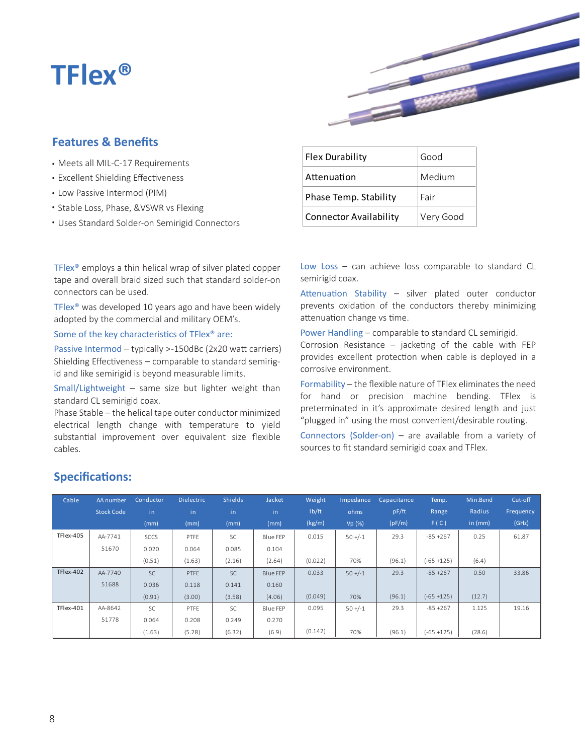# TFlex®

## Features & Benefits

- Meets all MIL-C-17 Requirements
- Excellent Shielding Effectiveness
- Low Passive Intermod (PIM)
- Stable Loss, Phase, &VSWR vs Flexing
- Uses Standard Solder-on Semirigid Connectors

| Flex Durability | Good |
|---|---|
| Attenuation | Medium |
| Phase Temp. Stability | Fair |
| Connector Availability | Very Good |

TFlex® employs a thin helical wrap of silver plated copper tape and overall braid sized such that standard solder-on connectors can be used.

TFlex® was developed 10 years ago and have been widely adopted by the commercial and military OEM's.

Some of the key characteristics of TFlex® are:

Passive Intermod – typically >-150dBc (2x20 watt carriers)
Shielding Effectiveness – comparable to standard semirigid and like semirigid is beyond measurable limits.

Small/Lightweight – same size but lighter weight than standard CL semirigid coax.
Phase Stable – the helical tape outer conductor minimized electrical length change with temperature to yield substantial improvement over equivalent size flexible cables.

Low Loss – can achieve loss comparable to standard CL semirigid coax.

Attenuation Stability – silver plated outer conductor prevents oxidation of the conductors thereby minimizing attenuation change vs time.

Power Handling – comparable to standard CL semirigid.
Corrosion Resistance – jacketing of the cable with FEP provides excellent protection when cable is deployed in a corrosive environment.

Formability – the flexible nature of TFlex eliminates the need for hand or precision machine bending. TFlex is preterminated in it's approximate desired length and just "plugged in" using the most convenient/desirable routing.

Connectors (Solder-on) – are available from a variety of sources to fit standard semigrid coax and TFlex.

## Specifications:

| Cable | AA number Stock Code | Conductor in (mm) | Dielectric in (mm) | Shields in (mm) | Jacket in (mm) | Weight lb/ft (kg/m) | Impedance ohms Vp (%) | Capacitance pF/ft (pF/m) | Temp. Range F (C) | Min.Bend Radius in (mm) | Cut-off Frequency (GHz) |
|---|---|---|---|---|---|---|---|---|---|---|---|
| TFlex-405 | AA-7741 51670 | SCCS 0.020 (0.51) | PTFE 0.064 (1.63) | SC 0.085 (2.16) | Blue FEP 0.104 (2.64) | 0.015 (0.022) | 50 +/-1 70% | 29.3 (96.1) | -85 +267 (-65 +125) | 0.25 (6.4) | 61.87 |
| TFlex-402 | AA-7740 51688 | SC 0.036 (0.91) | PTFE 0.118 (3.00) | SC 0.141 (3.58) | Blue FEP 0.160 (4.06) | 0.033 (0.049) | 50 +/-1 70% | 29.3 (96.1) | -85 +267 (-65 +125) | 0.50 (12.7) | 33.86 |
| TFlex-401 | AA-8642 51778 | SC 0.064 (1.63) | PTFE 0.208 (5.28) | SC 0.249 (6.32) | Blue FEP 0.270 (6.9) | 0.095 (0.142) | 50 +/-1 70% | 29.3 (96.1) | -85 +267 (-65 +125) | 1.125 (28.6) | 19.16 |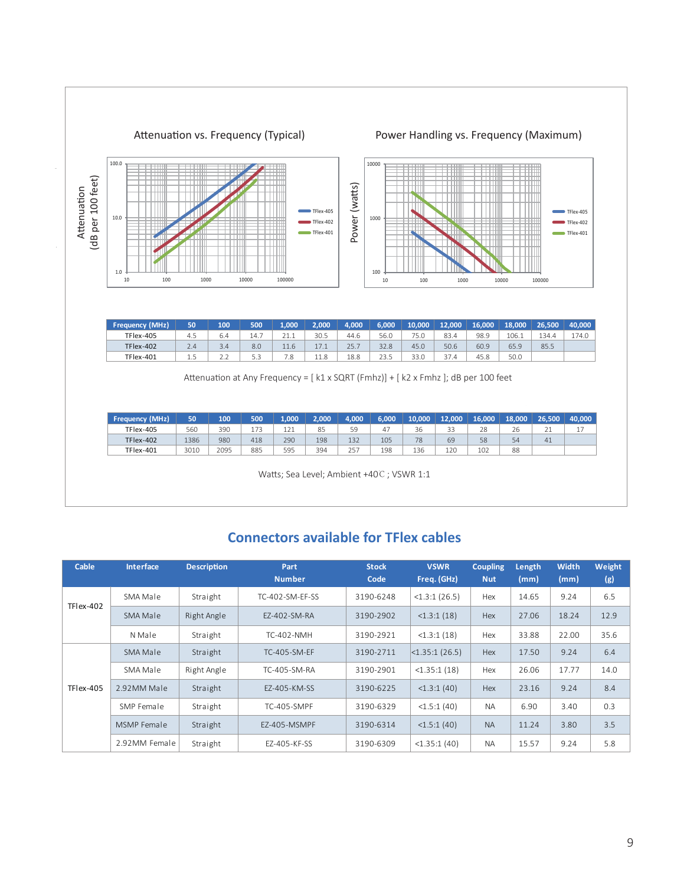Attenuation vs. Frequency (Typical)

Power Handling vs. Frequency (Maximum)

| Frequency (MHz) | 50 | 100 | 500 | 1,000 | 2,000 | 4,000 | 6,000 | 10,000 | 12,000 | 16,000 | 18,000 | 26,500 | 40,000 |
|---|---|---|---|---|---|---|---|---|---|---|---|---|---|
| TFlex-405 | 4.5 | 6.4 | 14.7 | 21.1 | 30.5 | 44.6 | 56.0 | 75.0 | 83.4 | 98.9 | 106.1 | 134.4 | 174.0 |
| TFlex-402 | 2.4 | 3.4 | 8.0 | 11.6 | 17.1 | 25.7 | 32.8 | 45.0 | 50.6 | 60.9 | 65.9 | 85.5 | |
| TFlex-401 | 1.5 | 2.2 | 5.3 | 7.8 | 11.8 | 18.8 | 23.5 | 33.0 | 37.4 | 45.8 | 50.0 | | |

Attenuation at Any Frequency = [ k1 x SQRT (Fmhz)] + [ k2 x Fmhz ]; dB per 100 feet

| Frequency (MHz) | 50 | 100 | 500 | 1,000 | 2,000 | 4,000 | 6,000 | 10,000 | 12,000 | 16,000 | 18,000 | 26,500 | 40,000 |
|---|---|---|---|---|---|---|---|---|---|---|---|---|---|
| TFlex-405 | 560 | 390 | 173 | 121 | 85 | 59 | 47 | 36 | 33 | 28 | 26 | 21 | 17 |
| TFlex-402 | 1386 | 980 | 418 | 290 | 198 | 132 | 105 | 78 | 69 | 58 | 54 | 41 | |
| TFlex-401 | 3010 | 2095 | 885 | 595 | 394 | 257 | 198 | 136 | 120 | 102 | 88 | | |

Watts; Sea Level; Ambient +40C ; VSWR 1:1

## Connectors available for TFlex cables

| Cable | Interface | Description | Part Number | Stock Code | VSWR Freq. (GHz) | Coupling Nut | Length (mm) | Width (mm) | Weight (g) |
|---|---|---|---|---|---|---|---|---|---|
| TFlex-402 | SMA Male | Straight | TC-402-SM-EF-SS | 3190-6248 | <1.3:1 (26.5) | Hex | 14.65 | 9.24 | 6.5 |
| | SMA Male | Right Angle | EZ-402-SM-RA | 3190-2902 | <1.3:1 (18) | Hex | 27.06 | 18.24 | 12.9 |
| | N Male | Straight | TC-402-NMH | 3190-2921 | <1.3:1 (18) | Hex | 33.88 | 22.00 | 35.6 |
| TFlex-405 | SMA Male | Straight | TC-405-SM-EF | 3190-2711 | <1.35:1 (26.5) | Hex | 17.50 | 9.24 | 6.4 |
| | SMA Male | Right Angle | TC-405-SM-RA | 3190-2901 | <1.35:1 (18) | Hex | 26.06 | 17.77 | 14.0 |
| | 2.92MM Male | Straight | EZ-405-KM-SS | 3190-6225 | <1.3:1 (40) | Hex | 23.16 | 9.24 | 8.4 |
| | SMP Female | Straight | TC-405-SMPF | 3190-6329 | <1.5:1 (40) | NA | 6.90 | 3.40 | 0.3 |
| | MSMP Female | Straight | EZ-405-MSMPF | 3190-6314 | <1.5:1 (40) | NA | 11.24 | 3.80 | 3.5 |
| | 2.92MM Female | Straight | EZ-405-KF-SS | 3190-6309 | <1.35:1 (40) | NA | 15.57 | 9.24 | 5.8 |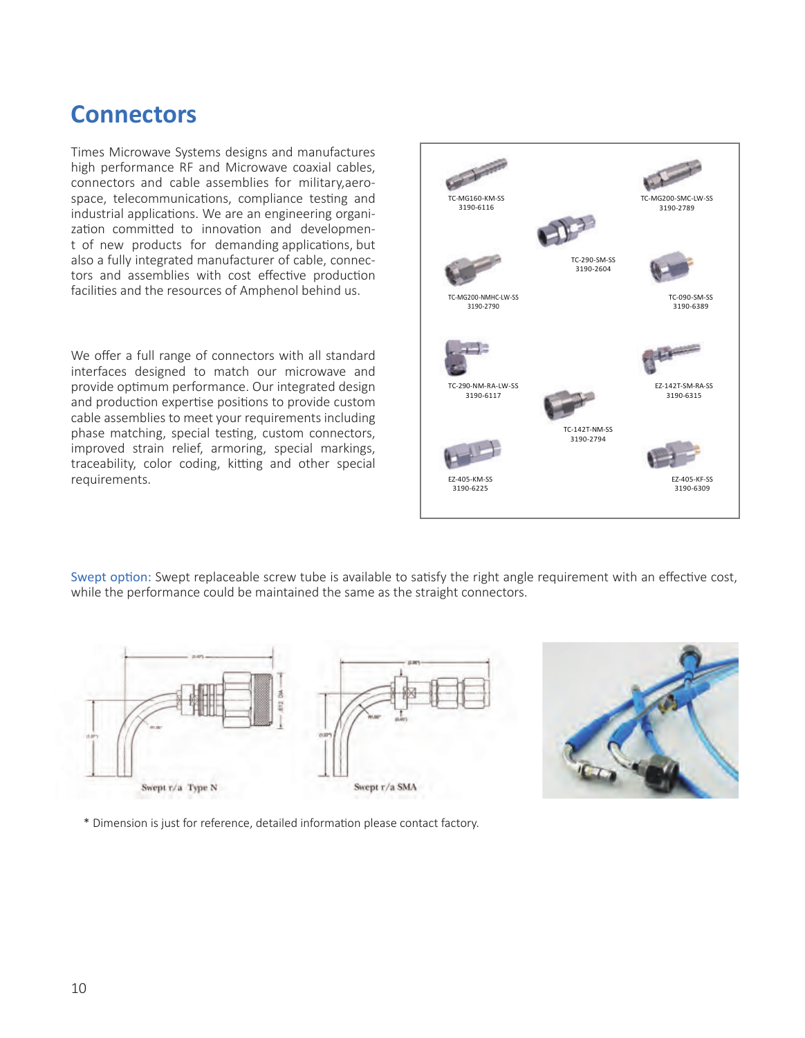# Connectors

Times Microwave Systems designs and manufactures high performance RF and Microwave coaxial cables, connectors and cable assemblies for military,aerospace, telecommunications, compliance testing and industrial applications. We are an engineering organization committed to innovation and development of new products for demanding applications, but also a fully integrated manufacturer of cable, connectors and assemblies with cost effective production facilities and the resources of Amphenol behind us.

We offer a full range of connectors with all standard interfaces designed to match our microwave and provide optimum performance. Our integrated design and production expertise positions to provide custom cable assemblies to meet your requirements including phase matching, special testing, custom connectors, improved strain relief, armoring, special markings, traceability, color coding, kitting and other special requirements.

TC-MG160-KM-SS
3190-6116

TC-MG200-SMC-LW-SS
3190-2789

TC-290-SM-SS
3190-2604

TC-MG200-NMHC-LW-SS
3190-2790

TC-090-SM-SS
3190-6389

TC-290-NM-RA-LW-SS
3190-6117

EZ-142T-SM-RA-SS
3190-6315

TC-142T-NM-SS
3190-2794

EZ-405-KM-SS
3190-6225

EZ-405-KF-SS
3190-6309

Swept option: Swept replaceable screw tube is available to satisfy the right angle requirement with an effective cost, while the performance could be maintained the same as the straight connectors.

Swept r/a Type N

Swept r/a SMA

\* Dimension is just for reference, detailed information please contact factory.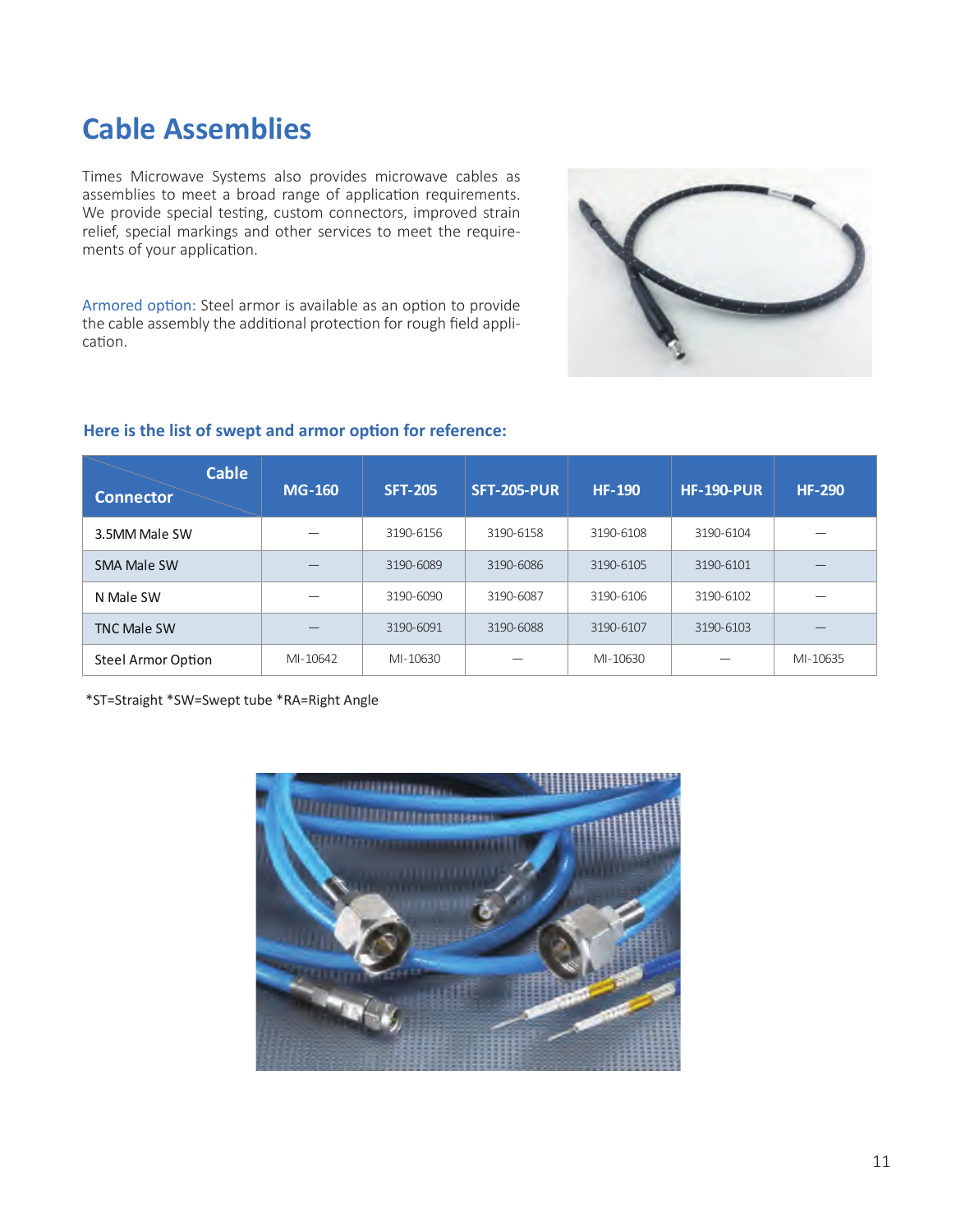# Cable Assemblies

Times Microwave Systems also provides microwave cables as assemblies to meet a broad range of application requirements. We provide special testing, custom connectors, improved strain relief, special markings and other services to meet the requirements of your application.

Armored option: Steel armor is available as an option to provide the cable assembly the additional protection for rough field application.

### Here is the list of swept and armor option for reference:

| Connector \ Cable | MG-160 | SFT-205 | SFT-205-PUR | HF-190 | HF-190-PUR | HF-290 |
|---|---|---|---|---|---|---|
| 3.5MM Male SW | — | 3190-6156 | 3190-6158 | 3190-6108 | 3190-6104 | — |
| SMA Male SW | — | 3190-6089 | 3190-6086 | 3190-6105 | 3190-6101 | — |
| N Male SW | — | 3190-6090 | 3190-6087 | 3190-6106 | 3190-6102 | — |
| TNC Male SW | — | 3190-6091 | 3190-6088 | 3190-6107 | 3190-6103 | — |
| Steel Armor Option | MI-10642 | MI-10630 | — | MI-10630 | — | MI-10635 |

*ST=Straight *SW=Swept tube *RA=Right Angle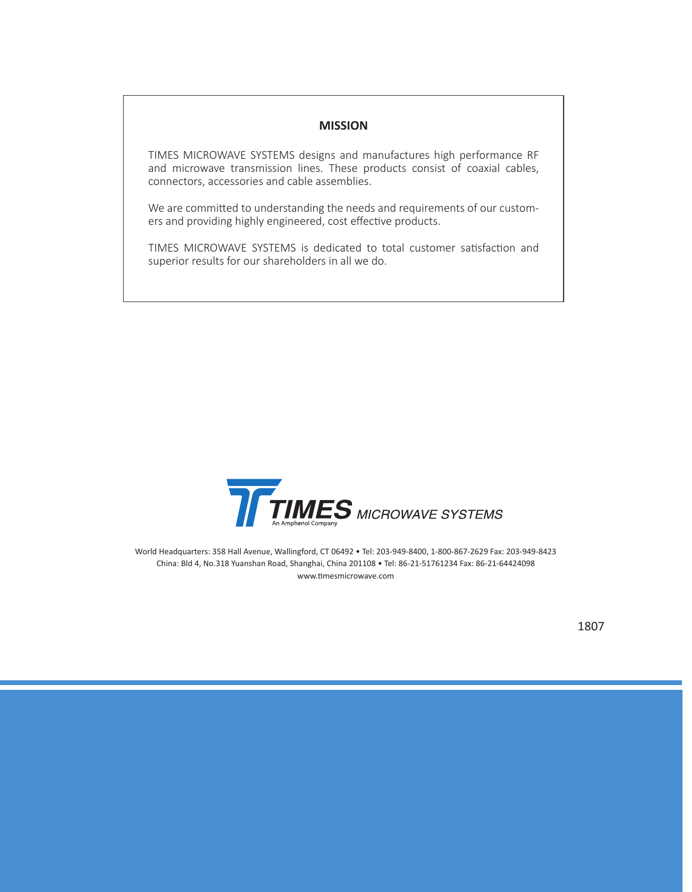## MISSION

TIMES MICROWAVE SYSTEMS designs and manufactures high performance RF and microwave transmission lines. These products consist of coaxial cables, connectors, accessories and cable assemblies.

We are committed to understanding the needs and requirements of our customers and providing highly engineered, cost effective products.

TIMES MICROWAVE SYSTEMS is dedicated to total customer satisfaction and superior results for our shareholders in all we do.

TIMES MICROWAVE SYSTEMS
An Amphenol Company

World Headquarters: 358 Hall Avenue, Wallingford, CT 06492 • Tel: 203-949-8400, 1-800-867-2629 Fax: 203-949-8423
China: Bld 4, No.318 Yuanshan Road, Shanghai, China 201108 • Tel: 86-21-51761234 Fax: 86-21-64424098
www.timesmicrowave.com

1807